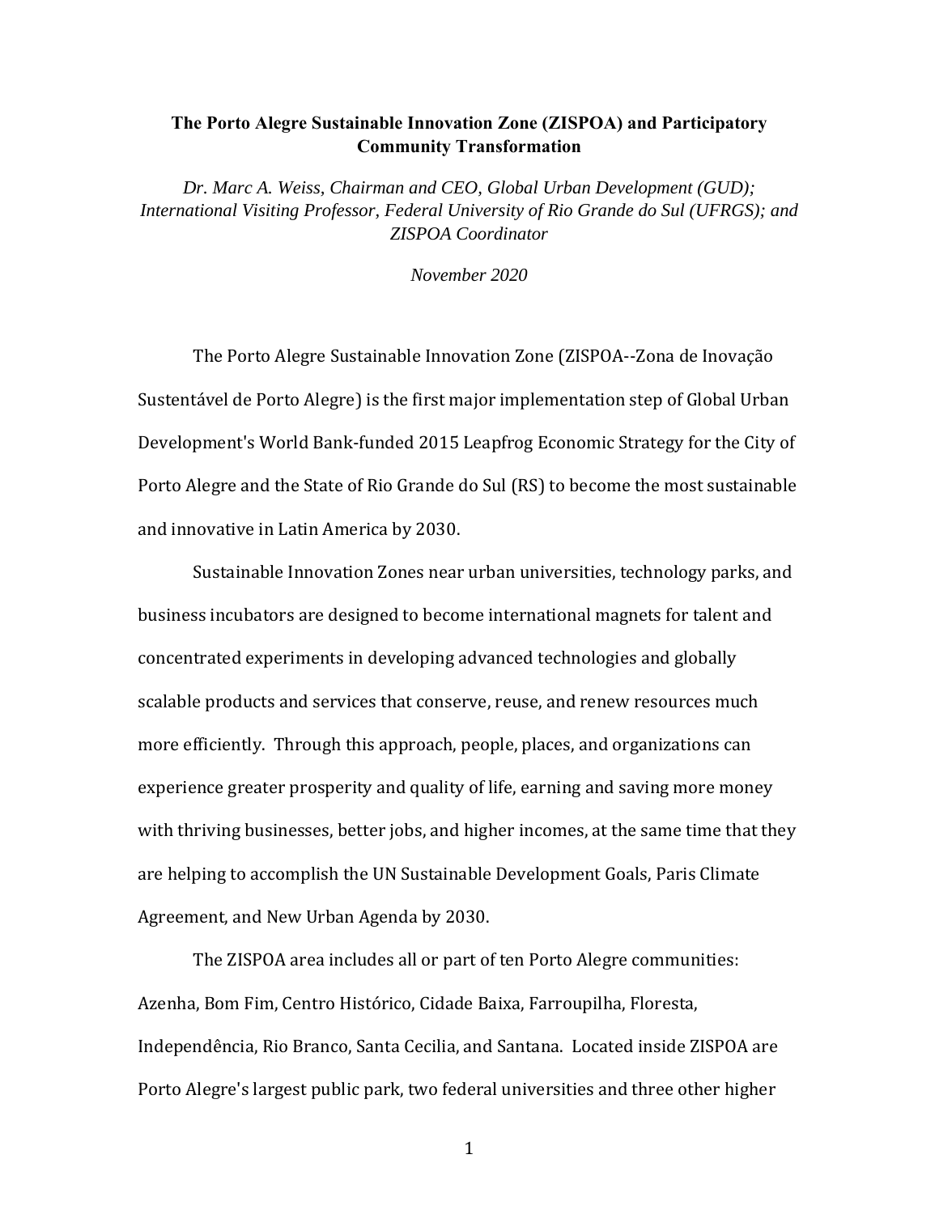# The Porto Alegre Sustainable Innovation Zone (ZISPOA) and Participatory Community Transformation

*Dr. Marc A. Weiss, Chairman and CEO, Global Urban Development (GUD); International Visiting Professor, Federal University of Rio Grande do Sul (UFRGS); and ZISPOA Coordinator*

*November 2020*

The Porto Alegre Sustainable Innovation Zone (ZISPOA--Zona de Inovação Sustentável de Porto Alegre) is the first major implementation step of Global Urban Development's World Bank-funded 2015 Leapfrog Economic Strategy for the City of Porto Alegre and the State of Rio Grande do Sul (RS) to become the most sustainable and innovative in Latin America by 2030.

Sustainable Innovation Zones near urban universities, technology parks, and business incubators are designed to become international magnets for talent and concentrated experiments in developing advanced technologies and globally scalable products and services that conserve, reuse, and renew resources much more efficiently. Through this approach, people, places, and organizations can experience greater prosperity and quality of life, earning and saving more money with thriving businesses, better jobs, and higher incomes, at the same time that they are helping to accomplish the UN Sustainable Development Goals, Paris Climate Agreement, and New Urban Agenda by 2030.

The ZISPOA area includes all or part of ten Porto Alegre communities: Azenha, Bom Fim, Centro Histórico, Cidade Baixa, Farroupilha, Floresta, Independência, Rio Branco, Santa Cecilia, and Santana. Located inside ZISPOA are Porto Alegre's largest public park, two federal universities and three other higher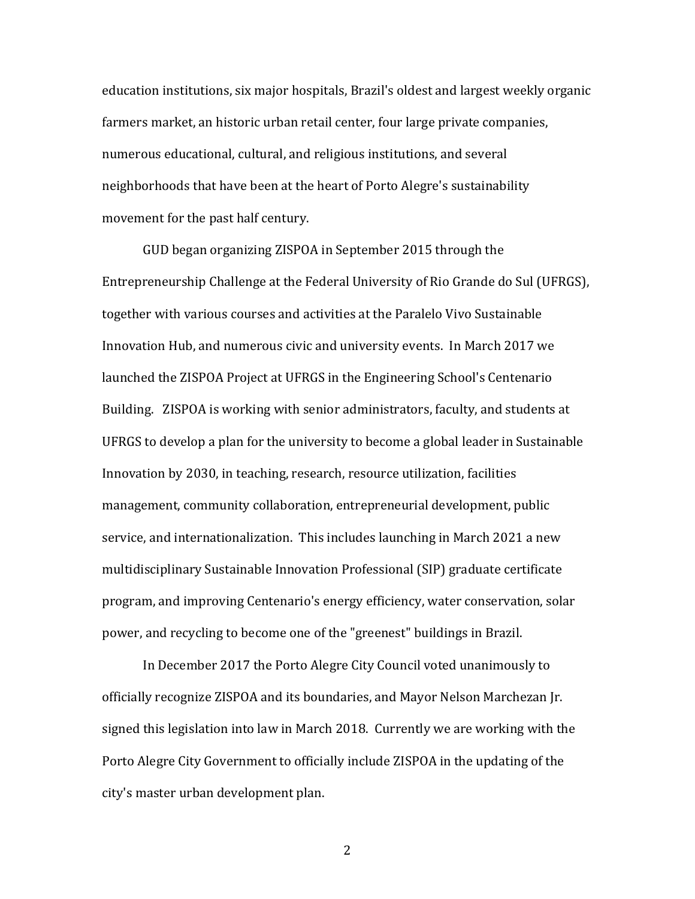education institutions, six major hospitals, Brazil's oldest and largest weekly organic farmers market, an historic urban retail center, four large private companies, numerous educational, cultural, and religious institutions, and several neighborhoods that have been at the heart of Porto Alegre's sustainability movement for the past half century.

GUD began organizing ZISPOA in September 2015 through the Entrepreneurship Challenge at the Federal University of Rio Grande do Sul (UFRGS), together with various courses and activities at the Paralelo Vivo Sustainable Innovation Hub, and numerous civic and university events. In March 2017 we launched the ZISPOA Project at UFRGS in the Engineering School's Centenario Building. ZISPOA is working with senior administrators, faculty, and students at UFRGS to develop a plan for the university to become a global leader in Sustainable Innovation by 2030, in teaching, research, resource utilization, facilities management, community collaboration, entrepreneurial development, public service, and internationalization. This includes launching in March 2021 a new multidisciplinary Sustainable Innovation Professional (SIP) graduate certificate program, and improving Centenario's energy efficiency, water conservation, solar power, and recycling to become one of the "greenest" buildings in Brazil.

In December 2017 the Porto Alegre City Council voted unanimously to officially recognize ZISPOA and its boundaries, and Mayor Nelson Marchezan Jr. signed this legislation into law in March 2018. Currently we are working with the Porto Alegre City Government to officially include ZISPOA in the updating of the city's master urban development plan.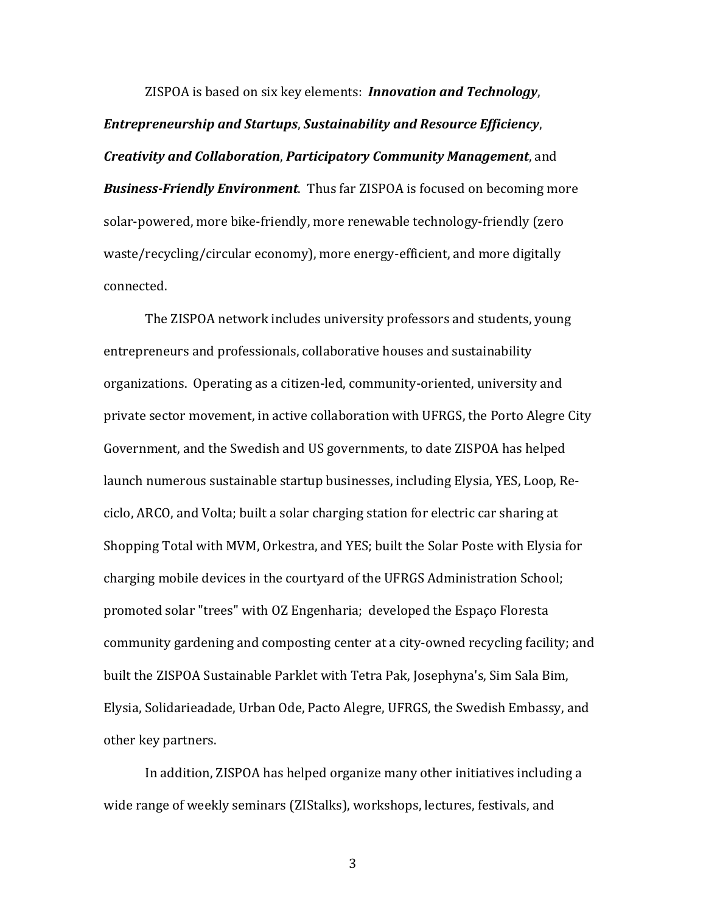ZISPOA is based on six key elements: ***Innovation and Technology***, ***Entrepreneurship and Startups***, ***Sustainability and Resource Efficiency***, ***Creativity and Collaboration***, ***Participatory Community Management***, and ***Business-Friendly Environment***. Thus far ZISPOA is focused on becoming more solar-powered, more bike-friendly, more renewable technology-friendly (zero waste/recycling/circular economy), more energy-efficient, and more digitally connected.

The ZISPOA network includes university professors and students, young entrepreneurs and professionals, collaborative houses and sustainability organizations. Operating as a citizen-led, community-oriented, university and private sector movement, in active collaboration with UFRGS, the Porto Alegre City Government, and the Swedish and US governments, to date ZISPOA has helped launch numerous sustainable startup businesses, including Elysia, YES, Loop, Re-ciclo, ARCO, and Volta; built a solar charging station for electric car sharing at Shopping Total with MVM, Orkestra, and YES; built the Solar Poste with Elysia for charging mobile devices in the courtyard of the UFRGS Administration School; promoted solar "trees" with OZ Engenharia; developed the Espaço Floresta community gardening and composting center at a city-owned recycling facility; and built the ZISPOA Sustainable Parklet with Tetra Pak, Josephyna's, Sim Sala Bim, Elysia, Solidarieadade, Urban Ode, Pacto Alegre, UFRGS, the Swedish Embassy, and other key partners.

In addition, ZISPOA has helped organize many other initiatives including a wide range of weekly seminars (ZIStalks), workshops, lectures, festivals, and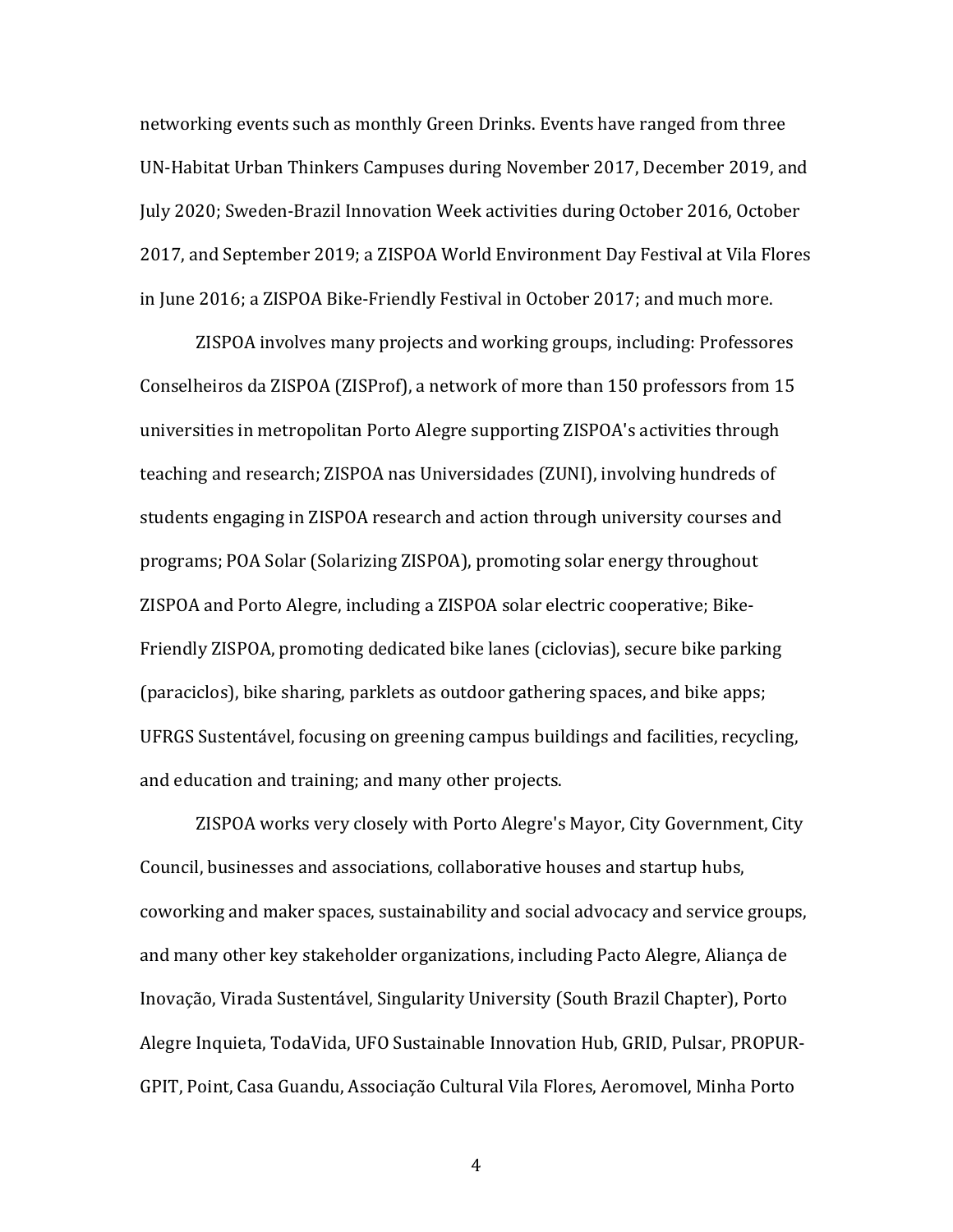networking events such as monthly Green Drinks. Events have ranged from three UN-Habitat Urban Thinkers Campuses during November 2017, December 2019, and July 2020; Sweden-Brazil Innovation Week activities during October 2016, October 2017, and September 2019; a ZISPOA World Environment Day Festival at Vila Flores in June 2016; a ZISPOA Bike-Friendly Festival in October 2017; and much more.

ZISPOA involves many projects and working groups, including: Professores Conselheiros da ZISPOA (ZISProf), a network of more than 150 professors from 15 universities in metropolitan Porto Alegre supporting ZISPOA's activities through teaching and research; ZISPOA nas Universidades (ZUNI), involving hundreds of students engaging in ZISPOA research and action through university courses and programs; POA Solar (Solarizing ZISPOA), promoting solar energy throughout ZISPOA and Porto Alegre, including a ZISPOA solar electric cooperative; Bike-Friendly ZISPOA, promoting dedicated bike lanes (ciclovias), secure bike parking (paraciclos), bike sharing, parklets as outdoor gathering spaces, and bike apps; UFRGS Sustentável, focusing on greening campus buildings and facilities, recycling, and education and training; and many other projects.

ZISPOA works very closely with Porto Alegre's Mayor, City Government, City Council, businesses and associations, collaborative houses and startup hubs, coworking and maker spaces, sustainability and social advocacy and service groups, and many other key stakeholder organizations, including Pacto Alegre, Aliança de Inovação, Virada Sustentável, Singularity University (South Brazil Chapter), Porto Alegre Inquieta, TodaVida, UFO Sustainable Innovation Hub, GRID, Pulsar, PROPUR-GPIT, Point, Casa Guandu, Associação Cultural Vila Flores, Aeromovel, Minha Porto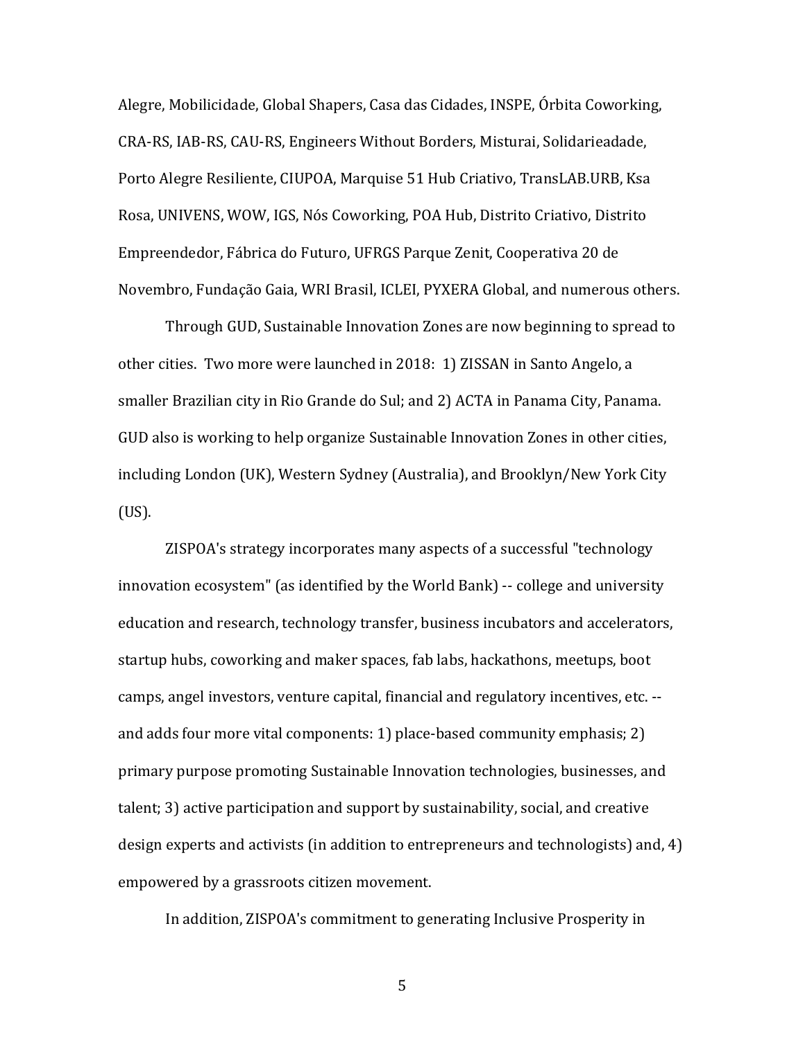Alegre, Mobilicidade, Global Shapers, Casa das Cidades, INSPE, Órbita Coworking, CRA-RS, IAB-RS, CAU-RS, Engineers Without Borders, Misturai, Solidarieadade, Porto Alegre Resiliente, CIUPOA, Marquise 51 Hub Criativo, TransLAB.URB, Ksa Rosa, UNIVENS, WOW, IGS, Nós Coworking, POA Hub, Distrito Criativo, Distrito Empreendedor, Fábrica do Futuro, UFRGS Parque Zenit, Cooperativa 20 de Novembro, Fundação Gaia, WRI Brasil, ICLEI, PYXERA Global, and numerous others.

Through GUD, Sustainable Innovation Zones are now beginning to spread to other cities. Two more were launched in 2018: 1) ZISSAN in Santo Angelo, a smaller Brazilian city in Rio Grande do Sul; and 2) ACTA in Panama City, Panama. GUD also is working to help organize Sustainable Innovation Zones in other cities, including London (UK), Western Sydney (Australia), and Brooklyn/New York City (US).

ZISPOA's strategy incorporates many aspects of a successful "technology innovation ecosystem" (as identified by the World Bank) -- college and university education and research, technology transfer, business incubators and accelerators, startup hubs, coworking and maker spaces, fab labs, hackathons, meetups, boot camps, angel investors, venture capital, financial and regulatory incentives, etc. -- and adds four more vital components: 1) place-based community emphasis; 2) primary purpose promoting Sustainable Innovation technologies, businesses, and talent; 3) active participation and support by sustainability, social, and creative design experts and activists (in addition to entrepreneurs and technologists) and, 4) empowered by a grassroots citizen movement.

In addition, ZISPOA's commitment to generating Inclusive Prosperity in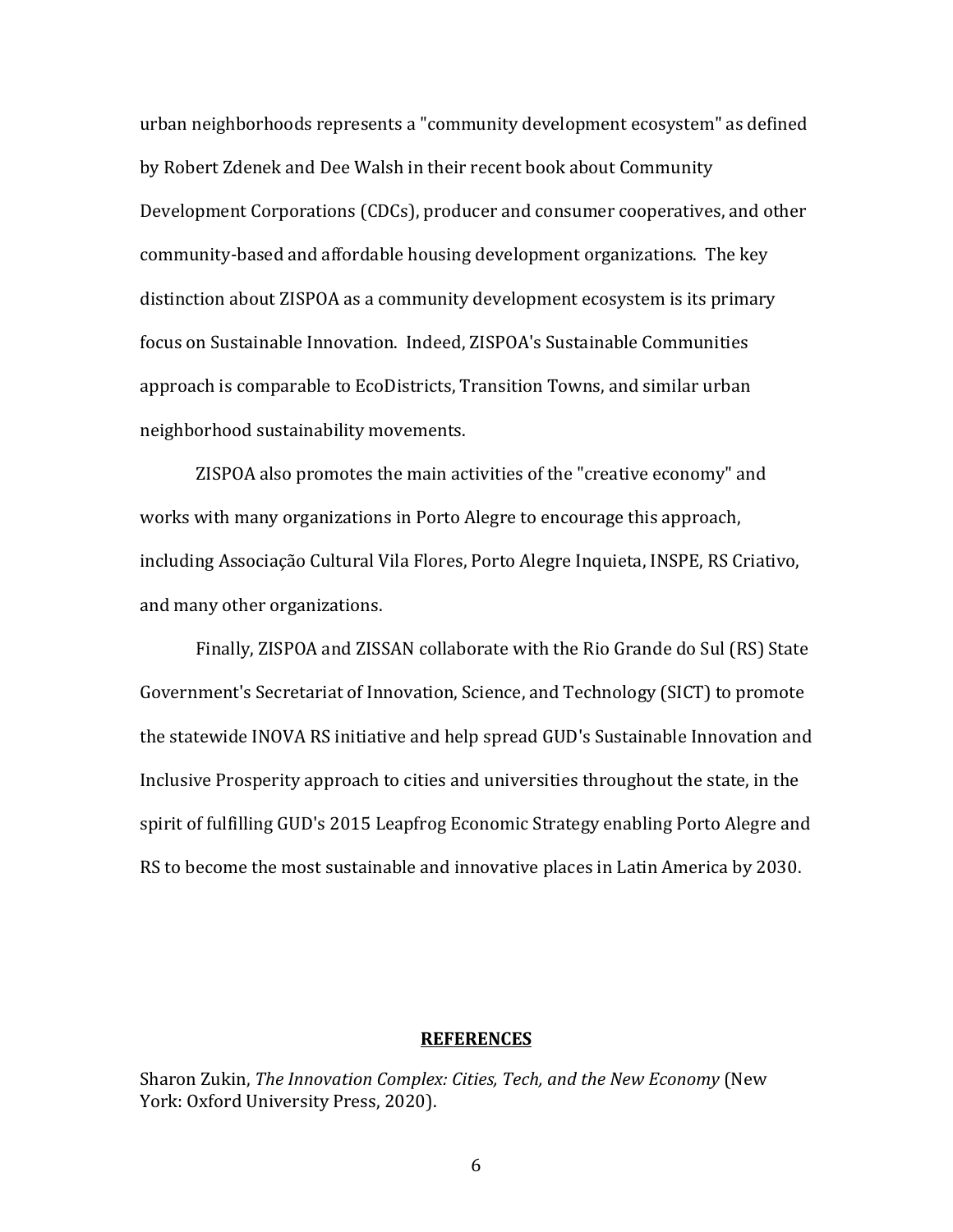urban neighborhoods represents a "community development ecosystem" as defined by Robert Zdenek and Dee Walsh in their recent book about Community Development Corporations (CDCs), producer and consumer cooperatives, and other community-based and affordable housing development organizations. The key distinction about ZISPOA as a community development ecosystem is its primary focus on Sustainable Innovation. Indeed, ZISPOA's Sustainable Communities approach is comparable to EcoDistricts, Transition Towns, and similar urban neighborhood sustainability movements.

ZISPOA also promotes the main activities of the "creative economy" and works with many organizations in Porto Alegre to encourage this approach, including Associação Cultural Vila Flores, Porto Alegre Inquieta, INSPE, RS Criativo, and many other organizations.

Finally, ZISPOA and ZISSAN collaborate with the Rio Grande do Sul (RS) State Government's Secretariat of Innovation, Science, and Technology (SICT) to promote the statewide INOVA RS initiative and help spread GUD's Sustainable Innovation and Inclusive Prosperity approach to cities and universities throughout the state, in the spirit of fulfilling GUD's 2015 Leapfrog Economic Strategy enabling Porto Alegre and RS to become the most sustainable and innovative places in Latin America by 2030.

## REFERENCES

Sharon Zukin, *The Innovation Complex: Cities, Tech, and the New Economy* (New York: Oxford University Press, 2020).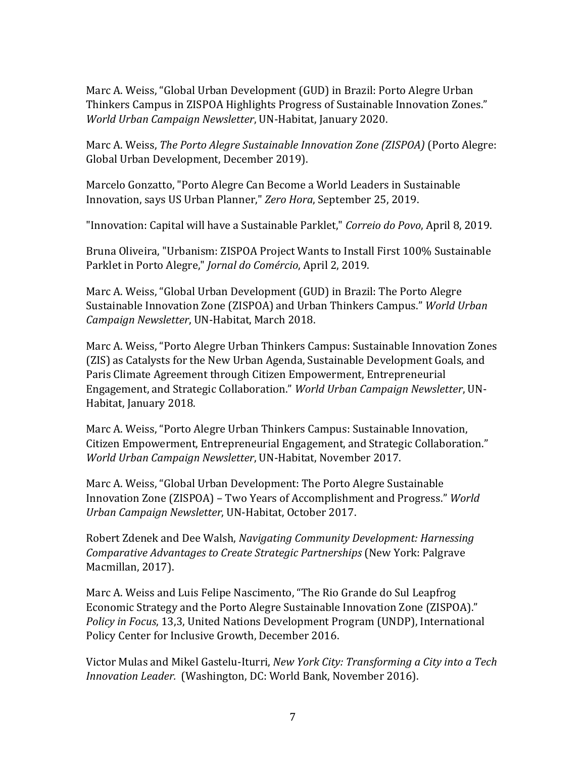Marc A. Weiss, “Global Urban Development (GUD) in Brazil: Porto Alegre Urban Thinkers Campus in ZISPOA Highlights Progress of Sustainable Innovation Zones.” *World Urban Campaign Newsletter*, UN-Habitat, January 2020.

Marc A. Weiss, *The Porto Alegre Sustainable Innovation Zone (ZISPOA)* (Porto Alegre: Global Urban Development, December 2019).

Marcelo Gonzatto, "Porto Alegre Can Become a World Leaders in Sustainable Innovation, says US Urban Planner," *Zero Hora*, September 25, 2019.

"Innovation: Capital will have a Sustainable Parklet," *Correio do Povo*, April 8, 2019.

Bruna Oliveira, "Urbanism: ZISPOA Project Wants to Install First 100% Sustainable Parklet in Porto Alegre," *Jornal do Comércio*, April 2, 2019.

Marc A. Weiss, “Global Urban Development (GUD) in Brazil: The Porto Alegre Sustainable Innovation Zone (ZISPOA) and Urban Thinkers Campus.” *World Urban Campaign Newsletter*, UN-Habitat, March 2018.

Marc A. Weiss, “Porto Alegre Urban Thinkers Campus: Sustainable Innovation Zones (ZIS) as Catalysts for the New Urban Agenda, Sustainable Development Goals, and Paris Climate Agreement through Citizen Empowerment, Entrepreneurial Engagement, and Strategic Collaboration.” *World Urban Campaign Newsletter*, UN-Habitat, January 2018.

Marc A. Weiss, “Porto Alegre Urban Thinkers Campus: Sustainable Innovation, Citizen Empowerment, Entrepreneurial Engagement, and Strategic Collaboration.” *World Urban Campaign Newsletter*, UN-Habitat, November 2017.

Marc A. Weiss, “Global Urban Development: The Porto Alegre Sustainable Innovation Zone (ZISPOA) – Two Years of Accomplishment and Progress.” *World Urban Campaign Newsletter*, UN-Habitat, October 2017.

Robert Zdenek and Dee Walsh, *Navigating Community Development: Harnessing Comparative Advantages to Create Strategic Partnerships* (New York: Palgrave Macmillan, 2017).

Marc A. Weiss and Luis Felipe Nascimento, “The Rio Grande do Sul Leapfrog Economic Strategy and the Porto Alegre Sustainable Innovation Zone (ZISPOA).” *Policy in Focus*, 13,3, United Nations Development Program (UNDP), International Policy Center for Inclusive Growth, December 2016.

Victor Mulas and Mikel Gastelu-Iturri, *New York City: Transforming a City into a Tech Innovation Leader.* (Washington, DC: World Bank, November 2016).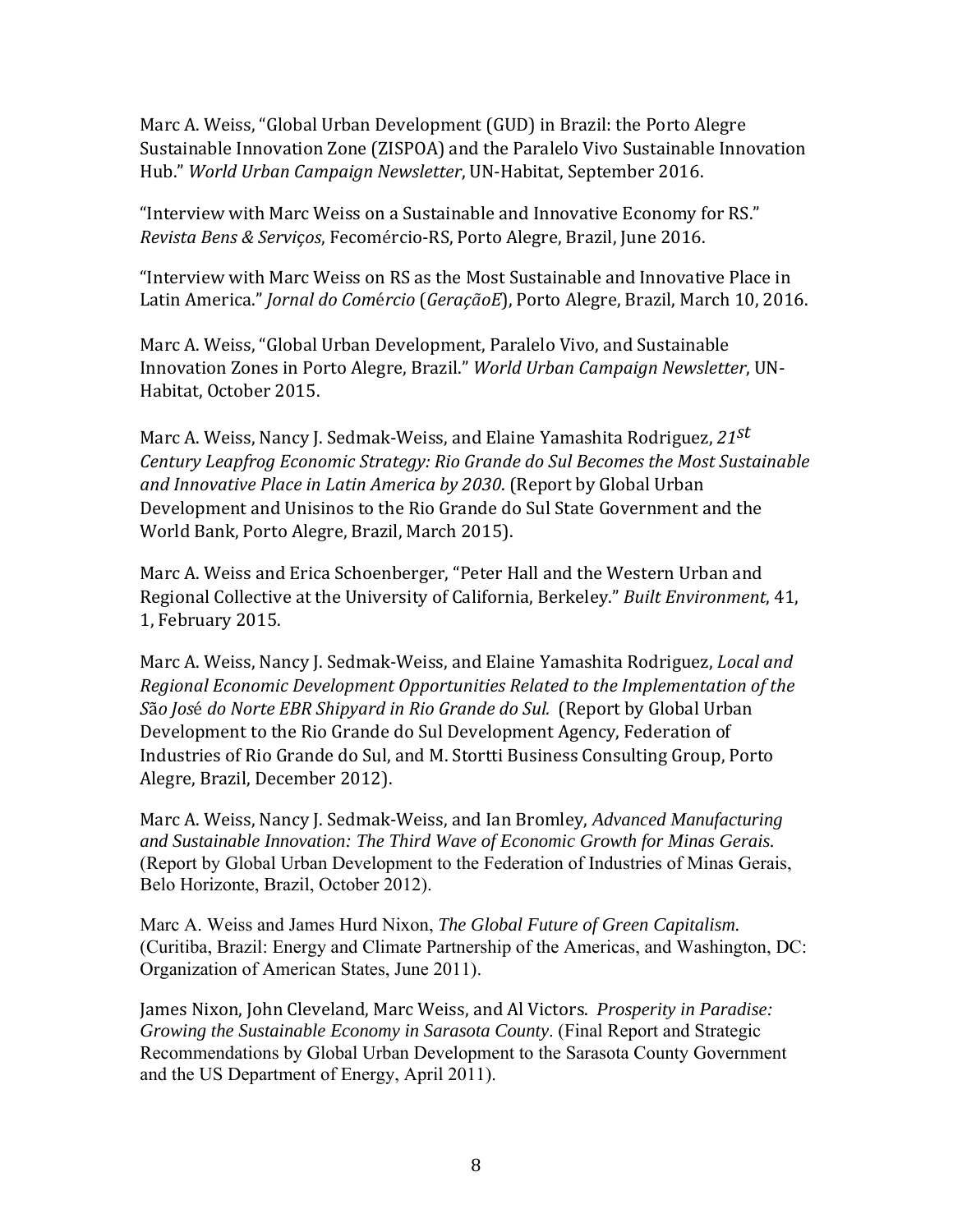Marc A. Weiss, "Global Urban Development (GUD) in Brazil: the Porto Alegre Sustainable Innovation Zone (ZISPOA) and the Paralelo Vivo Sustainable Innovation Hub." *World Urban Campaign Newsletter*, UN-Habitat, September 2016.

"Interview with Marc Weiss on a Sustainable and Innovative Economy for RS." *Revista Bens & Serviços*, Fecomércio-RS, Porto Alegre, Brazil, June 2016.

"Interview with Marc Weiss on RS as the Most Sustainable and Innovative Place in Latin America." *Jornal do Comércio* (*GeraçãoE*), Porto Alegre, Brazil, March 10, 2016.

Marc A. Weiss, "Global Urban Development, Paralelo Vivo, and Sustainable Innovation Zones in Porto Alegre, Brazil." *World Urban Campaign Newsletter*, UN-Habitat, October 2015.

Marc A. Weiss, Nancy J. Sedmak-Weiss, and Elaine Yamashita Rodriguez, *21st Century Leapfrog Economic Strategy: Rio Grande do Sul Becomes the Most Sustainable and Innovative Place in Latin America by 2030*. (Report by Global Urban Development and Unisinos to the Rio Grande do Sul State Government and the World Bank, Porto Alegre, Brazil, March 2015).

Marc A. Weiss and Erica Schoenberger, "Peter Hall and the Western Urban and Regional Collective at the University of California, Berkeley." *Built Environment*, 41, 1, February 2015.

Marc A. Weiss, Nancy J. Sedmak-Weiss, and Elaine Yamashita Rodriguez, *Local and Regional Economic Development Opportunities Related to the Implementation of the São José do Norte EBR Shipyard in Rio Grande do Sul.* (Report by Global Urban Development to the Rio Grande do Sul Development Agency, Federation of Industries of Rio Grande do Sul, and M. Stortti Business Consulting Group, Porto Alegre, Brazil, December 2012).

Marc A. Weiss, Nancy J. Sedmak-Weiss, and Ian Bromley, *Advanced Manufacturing and Sustainable Innovation: The Third Wave of Economic Growth for Minas Gerais*. (Report by Global Urban Development to the Federation of Industries of Minas Gerais, Belo Horizonte, Brazil, October 2012).

Marc A. Weiss and James Hurd Nixon, *The Global Future of Green Capitalism*. (Curitiba, Brazil: Energy and Climate Partnership of the Americas, and Washington, DC: Organization of American States, June 2011).

James Nixon, John Cleveland, Marc Weiss, and Al Victors. *Prosperity in Paradise: Growing the Sustainable Economy in Sarasota County*. (Final Report and Strategic Recommendations by Global Urban Development to the Sarasota County Government and the US Department of Energy, April 2011).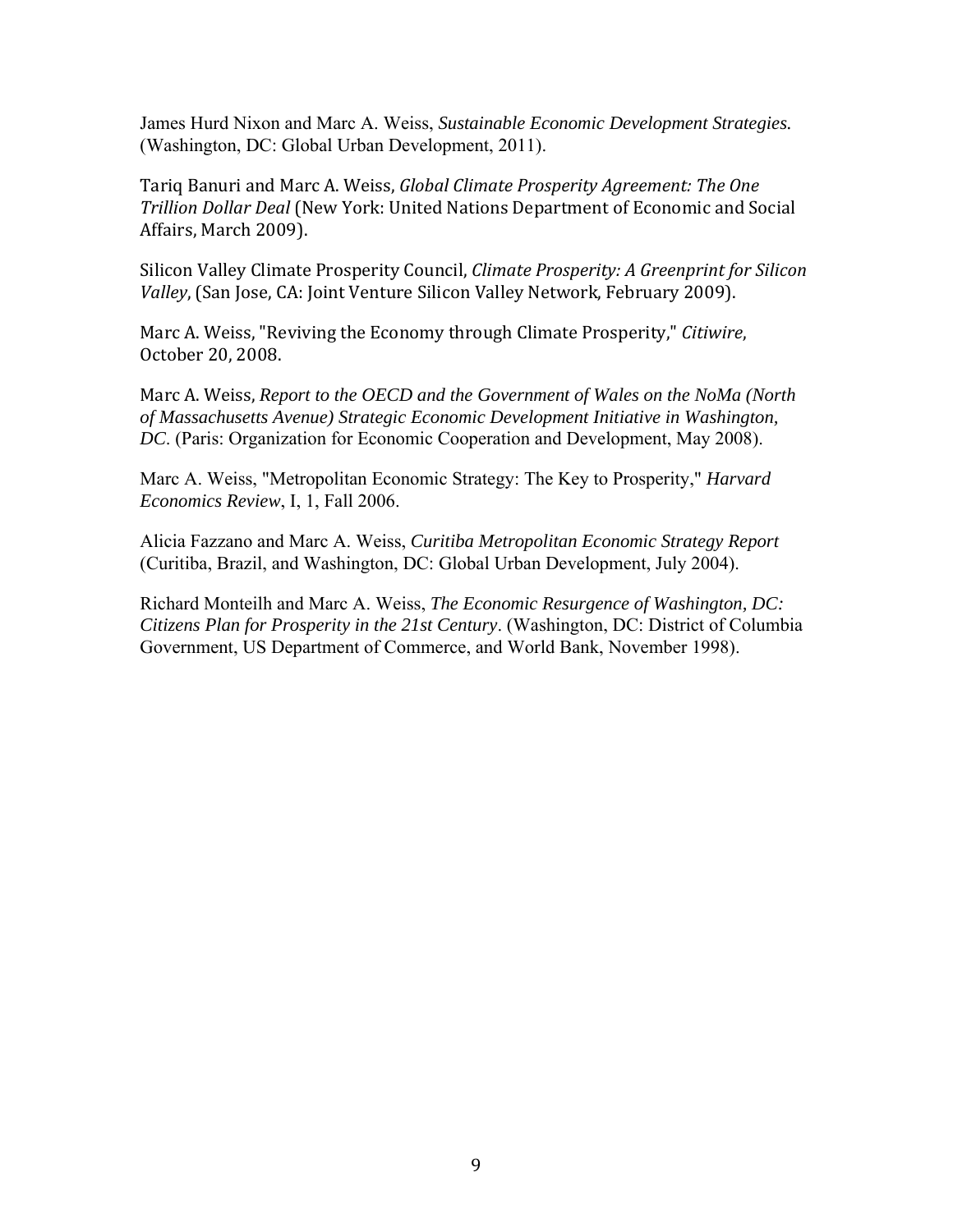James Hurd Nixon and Marc A. Weiss, *Sustainable Economic Development Strategies.* (Washington, DC: Global Urban Development, 2011).

Tariq Banuri and Marc A. Weiss, *Global Climate Prosperity Agreement: The One Trillion Dollar Deal* (New York: United Nations Department of Economic and Social Affairs, March 2009).

Silicon Valley Climate Prosperity Council, *Climate Prosperity: A Greenprint for Silicon Valley*, (San Jose, CA: Joint Venture Silicon Valley Network, February 2009).

Marc A. Weiss, "Reviving the Economy through Climate Prosperity," *Citiwire*, October 20, 2008.

Marc A. Weiss, *Report to the OECD and the Government of Wales on the NoMa (North of Massachusetts Avenue) Strategic Economic Development Initiative in Washington, DC*. (Paris: Organization for Economic Cooperation and Development, May 2008).

Marc A. Weiss, "Metropolitan Economic Strategy: The Key to Prosperity," *Harvard Economics Review*, I, 1, Fall 2006.

Alicia Fazzano and Marc A. Weiss, *Curitiba Metropolitan Economic Strategy Report* (Curitiba, Brazil, and Washington, DC: Global Urban Development, July 2004).

Richard Monteilh and Marc A. Weiss, *The Economic Resurgence of Washington, DC: Citizens Plan for Prosperity in the 21st Century*. (Washington, DC: District of Columbia Government, US Department of Commerce, and World Bank, November 1998).